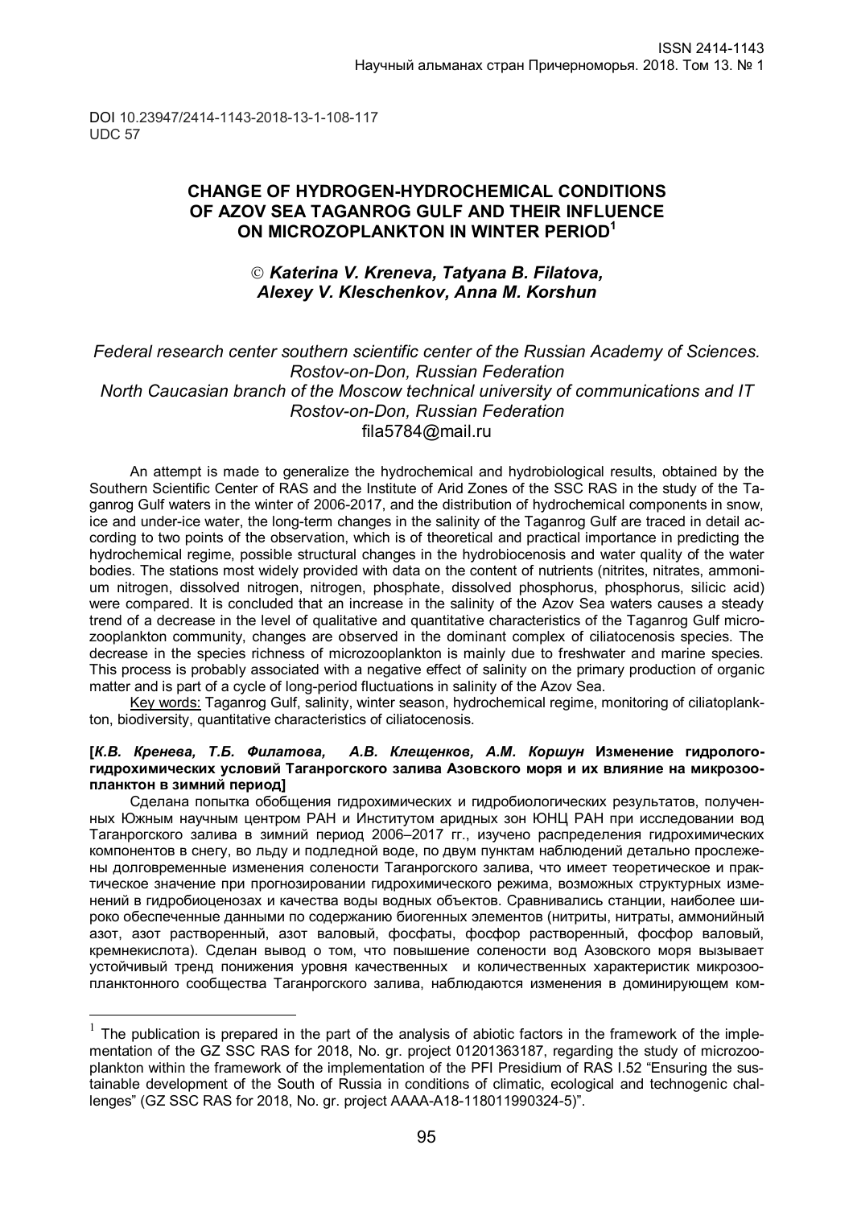DOI 10.23947/2414-1143-2018-13-1-108-117
UDC 57

# CHANGE OF HYDROGEN-HYDROCHEMICAL CONDITIONS OF AZOV SEA TAGANROG GULF AND THEIR INFLUENCE ON MICROZOPLANKTON IN WINTER PERIOD[1]

**© *Katerina V. Kreneva, Tatyana B. Filatova, Alexey V. Kleschenkov, Anna M. Korshun***

*Federal research center southern scientific center of the Russian Academy of Sciences. Rostov-on-Don, Russian Federation*
*North Caucasian branch of the Moscow technical university of communications and IT Rostov-on-Don, Russian Federation*
fila5784@mail.ru

An attempt is made to generalize the hydrochemical and hydrobiological results, obtained by the Southern Scientific Center of RAS and the Institute of Arid Zones of the SSC RAS in the study of the Taganrog Gulf waters in the winter of 2006-2017, and the distribution of hydrochemical components in snow, ice and under-ice water, the long-term changes in the salinity of the Taganrog Gulf are traced in detail according to two points of the observation, which is of theoretical and practical importance in predicting the hydrochemical regime, possible structural changes in the hydrobiocenosis and water quality of the water bodies. The stations most widely provided with data on the content of nutrients (nitrites, nitrates, ammonium nitrogen, dissolved nitrogen, nitrogen, phosphate, dissolved phosphorus, phosphorus, silicic acid) were compared. It is concluded that an increase in the salinity of the Azov Sea waters causes a steady trend of a decrease in the level of qualitative and quantitative characteristics of the Taganrog Gulf microzooplankton community, changes are observed in the dominant complex of ciliatocenosis species. The decrease in the species richness of microzooplankton is mainly due to freshwater and marine species. This process is probably associated with a negative effect of salinity on the primary production of organic matter and is part of a cycle of long-period fluctuations in salinity of the Azov Sea.

Key words: Taganrog Gulf, salinity, winter season, hydrochemical regime, monitoring of ciliatoplankton, biodiversity, quantitative characteristics of ciliatocenosis.

**[*К.В. Кренева, Т.Б. Филатова, А.В. Клещенков, А.М. Коршун* Изменение гидролого-гидрохимических условий Таганрогского залива Азовского моря и их влияние на микрозоопланктон в зимний период]**

Сделана попытка обобщения гидрохимических и гидробиологических результатов, полученных Южным научным центром РАН и Институтом аридных зон ЮНЦ РАН при исследовании вод Таганрогского залива в зимний период 2006–2017 гг., изучено распределения гидрохимических компонентов в снегу, во льду и подледной воде, по двум пунктам наблюдений детально прослежены долговременные изменения солености Таганрогского залива, что имеет теоретическое и практическое значение при прогнозировании гидрохимического режима, возможных структурных изменений в гидробиоценозах и качества воды водных объектов. Сравнивались станции, наиболее широко обеспеченные данными по содержанию биогенных элементов (нитриты, нитраты, аммонийный азот, азот растворенный, азот валовый, фосфаты, фосфор растворенный, фосфор валовый, кремнекислота). Сделан вывод о том, что повышение солености вод Азовского моря вызывает устойчивый тренд понижения уровня качественных и количественных характеристик микрозоопланктонного сообщества Таганрогского залива, наблюдаются изменения в доминирующем ком-

---

[1] The publication is prepared in the part of the analysis of abiotic factors in the framework of the implementation of the GZ SSC RAS for 2018, No. gr. project 01201363187, regarding the study of microzooplankton within the framework of the implementation of the PFI Presidium of RAS I.52 "Ensuring the sustainable development of the South of Russia in conditions of climatic, ecological and technogenic challenges" (GZ SSC RAS for 2018, No. gr. project AAAA-A18-118011990324-5)".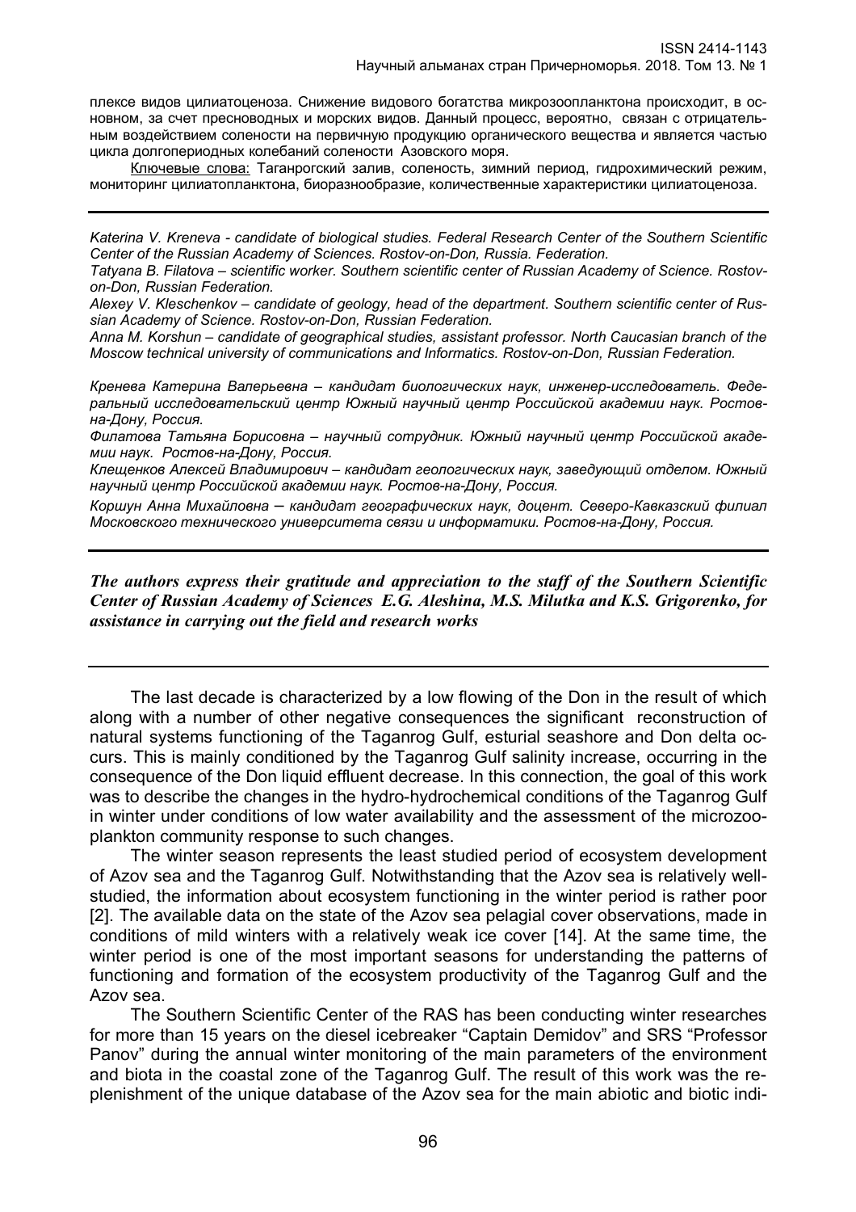плексе видов цилиатоценоза. Снижение видового богатства микрозоопланктона происходит, в основном, за счет пресноводных и морских видов. Данный процесс, вероятно, связан с отрицательным воздействием солености на первичную продукцию органического вещества и является частью цикла долгопериодных колебаний солености Азовского моря.

Ключевые слова: Таганрогский залив, соленость, зимний период, гидрохимический режим, мониторинг цилиатопланктона, биоразнообразие, количественные характеристики цилиатоценоза.

---

*Katerina V. Kreneva - candidate of biological studies. Federal Research Center of the Southern Scientific Center of the Russian Academy of Sciences. Rostov-on-Don, Russia. Federation.*

*Tatyana B. Filatova – scientific worker. Southern scientific center of Russian Academy of Science. Rostov-on-Don, Russian Federation.*

*Alexey V. Kleschenkov – candidate of geology, head of the department. Southern scientific center of Russian Academy of Science. Rostov-on-Don, Russian Federation.*

*Anna M. Korshun – candidate of geographical studies, assistant professor. North Caucasian branch of the Moscow technical university of communications and Informatics. Rostov-on-Don, Russian Federation.*

*Кренева Катерина Валерьевна – кандидат биологических наук, инженер-исследователь. Федеральный исследовательский центр Южный научный центр Российской академии наук. Ростов-на-Дону, Россия.*

*Филатова Татьяна Борисовна – научный сотрудник. Южный научный центр Российской академии наук. Ростов-на-Дону, Россия.*

*Клещенков Алексей Владимирович – кандидат геологических наук, заведующий отделом. Южный научный центр Российской академии наук. Ростов-на-Дону, Россия.*

*Коршун Анна Михайловна – кандидат географических наук, доцент. Северо-Кавказский филиал Московского технического университета связи и информатики. Ростов-на-Дону, Россия.*

---

***The authors express their gratitude and appreciation to the staff of the Southern Scientific Center of Russian Academy of Sciences E.G. Aleshina, M.S. Milutka and K.S. Grigorenko, for assistance in carrying out the field and research works***

---

The last decade is characterized by a low flowing of the Don in the result of which along with a number of other negative consequences the significant reconstruction of natural systems functioning of the Taganrog Gulf, esturial seashore and Don delta occurs. This is mainly conditioned by the Taganrog Gulf salinity increase, occurring in the consequence of the Don liquid effluent decrease. In this connection, the goal of this work was to describe the changes in the hydro-hydrochemical conditions of the Taganrog Gulf in winter under conditions of low water availability and the assessment of the microzooplankton community response to such changes.

The winter season represents the least studied period of ecosystem development of Azov sea and the Taganrog Gulf. Notwithstanding that the Azov sea is relatively well-studied, the information about ecosystem functioning in the winter period is rather poor [2]. The available data on the state of the Azov sea pelagial cover observations, made in conditions of mild winters with a relatively weak ice cover [14]. At the same time, the winter period is one of the most important seasons for understanding the patterns of functioning and formation of the ecosystem productivity of the Taganrog Gulf and the Azov sea.

The Southern Scientific Center of the RAS has been conducting winter researches for more than 15 years on the diesel icebreaker "Captain Demidov" and SRS "Professor Panov" during the annual winter monitoring of the main parameters of the environment and biota in the coastal zone of the Taganrog Gulf. The result of this work was the replenishment of the unique database of the Azov sea for the main abiotic and biotic indi-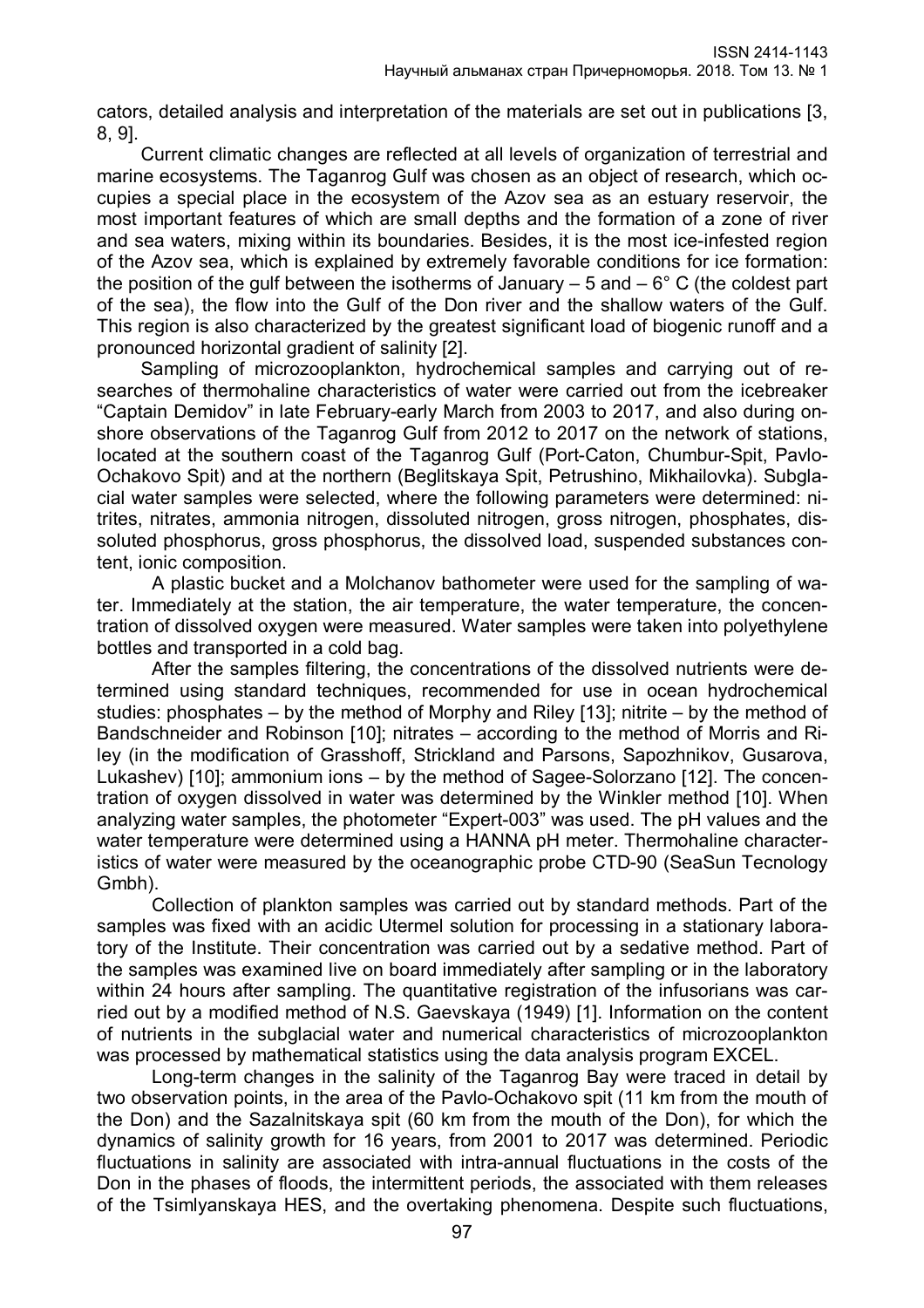cators, detailed analysis and interpretation of the materials are set out in publications [3, 8, 9].

Current climatic changes are reflected at all levels of organization of terrestrial and marine ecosystems. The Taganrog Gulf was chosen as an object of research, which occupies a special place in the ecosystem of the Azov sea as an estuary reservoir, the most important features of which are small depths and the formation of a zone of river and sea waters, mixing within its boundaries. Besides, it is the most ice-infested region of the Azov sea, which is explained by extremely favorable conditions for ice formation: the position of the gulf between the isotherms of January – 5 and – 6° C (the coldest part of the sea), the flow into the Gulf of the Don river and the shallow waters of the Gulf. This region is also characterized by the greatest significant load of biogenic runoff and a pronounced horizontal gradient of salinity [2].

Sampling of microzooplankton, hydrochemical samples and carrying out of researches of thermohaline characteristics of water were carried out from the icebreaker "Captain Demidov" in late February-early March from 2003 to 2017, and also during onshore observations of the Taganrog Gulf from 2012 to 2017 on the network of stations, located at the southern coast of the Taganrog Gulf (Port-Caton, Chumbur-Spit, Pavlo-Ochakovo Spit) and at the northern (Beglitskaya Spit, Petrushino, Mikhailovka). Subglacial water samples were selected, where the following parameters were determined: nitrites, nitrates, ammonia nitrogen, dissoluted nitrogen, gross nitrogen, phosphates, dissoluted phosphorus, gross phosphorus, the dissolved load, suspended substances content, ionic composition.

A plastic bucket and a Molchanov bathometer were used for the sampling of water. Immediately at the station, the air temperature, the water temperature, the concentration of dissolved oxygen were measured. Water samples were taken into polyethylene bottles and transported in a cold bag.

After the samples filtering, the concentrations of the dissolved nutrients were determined using standard techniques, recommended for use in ocean hydrochemical studies: phosphates – by the method of Morphy and Riley [13]; nitrite – by the method of Bandschneider and Robinson [10]; nitrates – according to the method of Morris and Riley (in the modification of Grasshoff, Strickland and Parsons, Sapozhnikov, Gusarova, Lukashev) [10]; ammonium ions – by the method of Sagee-Solorzano [12]. The concentration of oxygen dissolved in water was determined by the Winkler method [10]. When analyzing water samples, the photometer "Expert-003" was used. The pH values and the water temperature were determined using a HANNA pH meter. Thermohaline characteristics of water were measured by the oceanographic probe CTD-90 (SeaSun Tecnology Gmbh).

Collection of plankton samples was carried out by standard methods. Part of the samples was fixed with an acidic Utermel solution for processing in a stationary laboratory of the Institute. Their concentration was carried out by a sedative method. Part of the samples was examined live on board immediately after sampling or in the laboratory within 24 hours after sampling. The quantitative registration of the infusorians was carried out by a modified method of N.S. Gaevskaya (1949) [1]. Information on the content of nutrients in the subglacial water and numerical characteristics of microzooplankton was processed by mathematical statistics using the data analysis program EXCEL.

Long-term changes in the salinity of the Taganrog Bay were traced in detail by two observation points, in the area of the Pavlo-Ochakovo spit (11 km from the mouth of the Don) and the Sazalnitskaya spit (60 km from the mouth of the Don), for which the dynamics of salinity growth for 16 years, from 2001 to 2017 was determined. Periodic fluctuations in salinity are associated with intra-annual fluctuations in the costs of the Don in the phases of floods, the intermittent periods, the associated with them releases of the Tsimlyanskaya HES, and the overtaking phenomena. Despite such fluctuations,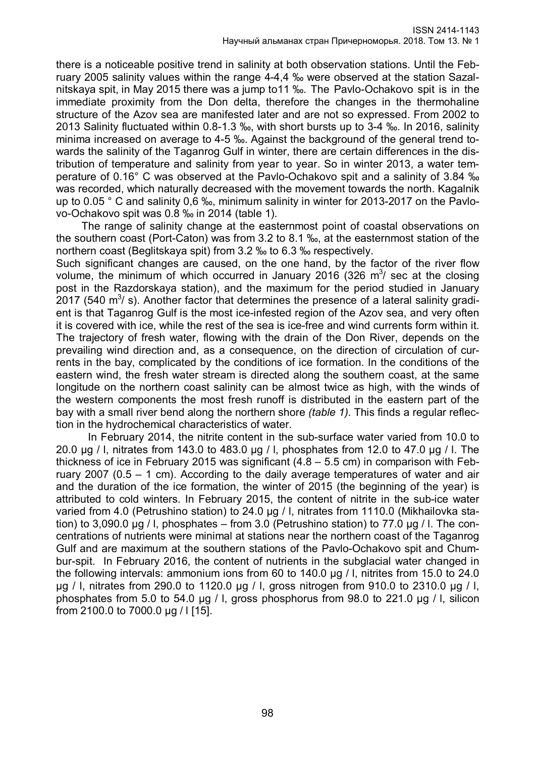there is a noticeable positive trend in salinity at both observation stations. Until the February 2005 salinity values within the range 4-4,4 ‰ were observed at the station Sazalnitskaya spit, in May 2015 there was a jump to11 ‰. The Pavlo-Ochakovo spit is in the immediate proximity from the Don delta, therefore the changes in the thermohaline structure of the Azov sea are manifested later and are not so expressed. From 2002 to 2013 Salinity fluctuated within 0.8-1.3 ‰, with short bursts up to 3-4 ‰. In 2016, salinity minima increased on average to 4-5 ‰. Against the background of the general trend towards the salinity of the Taganrog Gulf in winter, there are certain differences in the distribution of temperature and salinity from year to year. So in winter 2013, a water temperature of 0.16° C was observed at the Pavlo-Ochakovo spit and a salinity of 3.84 ‰ was recorded, which naturally decreased with the movement towards the north. Kagalnik up to 0.05 ° C and salinity 0,6 ‰, minimum salinity in winter for 2013-2017 on the Pavlovo-Ochakovo spit was 0.8 ‰ in 2014 (table 1).

The range of salinity change at the easternmost point of coastal observations on the southern coast (Port-Caton) was from 3.2 to 8.1 ‰, at the easternmost station of the northern coast (Beglitskaya spit) from 3.2 ‰ to 6.3 ‰ respectively.

Such significant changes are caused, on the one hand, by the factor of the river flow volume, the minimum of which occurred in January 2016 (326 $m^3$/ sec at the closing post in the Razdorskaya station), and the maximum for the period studied in January 2017 (540 $m^3$/ s). Another factor that determines the presence of a lateral salinity gradient is that Taganrog Gulf is the most ice-infested region of the Azov sea, and very often it is covered with ice, while the rest of the sea is ice-free and wind currents form within it. The trajectory of fresh water, flowing with the drain of the Don River, depends on the prevailing wind direction and, as a consequence, on the direction of circulation of currents in the bay, complicated by the conditions of ice formation. In the conditions of the eastern wind, the fresh water stream is directed along the southern coast, at the same longitude on the northern coast salinity can be almost twice as high, with the winds of the western components the most fresh runoff is distributed in the eastern part of the bay with a small river bend along the northern shore *(table 1)*. This finds a regular reflection in the hydrochemical characteristics of water.

In February 2014, the nitrite content in the sub-surface water varied from 10.0 to 20.0 µg / l, nitrates from 143.0 to 483.0 µg / l, phosphates from 12.0 to 47.0 µg / l. The thickness of ice in February 2015 was significant (4.8 – 5.5 cm) in comparison with February 2007 (0.5 – 1 cm). According to the daily average temperatures of water and air and the duration of the ice formation, the winter of 2015 (the beginning of the year) is attributed to cold winters. In February 2015, the content of nitrite in the sub-ice water varied from 4.0 (Petrushino station) to 24.0 µg / l, nitrates from 1110.0 (Mikhailovka station) to 3,090.0 µg / l, phosphates – from 3.0 (Petrushino station) to 77.0 µg / l. The concentrations of nutrients were minimal at stations near the northern coast of the Taganrog Gulf and are maximum at the southern stations of the Pavlo-Ochakovo spit and Chumbur-spit. In February 2016, the content of nutrients in the subglacial water changed in the following intervals: ammonium ions from 60 to 140.0 µg / l, nitrites from 15.0 to 24.0 µg / l, nitrates from 290.0 to 1120.0 µg / l, gross nitrogen from 910.0 to 2310.0 µg / l, phosphates from 5.0 to 54.0 µg / l, gross phosphorus from 98.0 to 221.0 µg / l, silicon from 2100.0 to 7000.0 µg / l [15].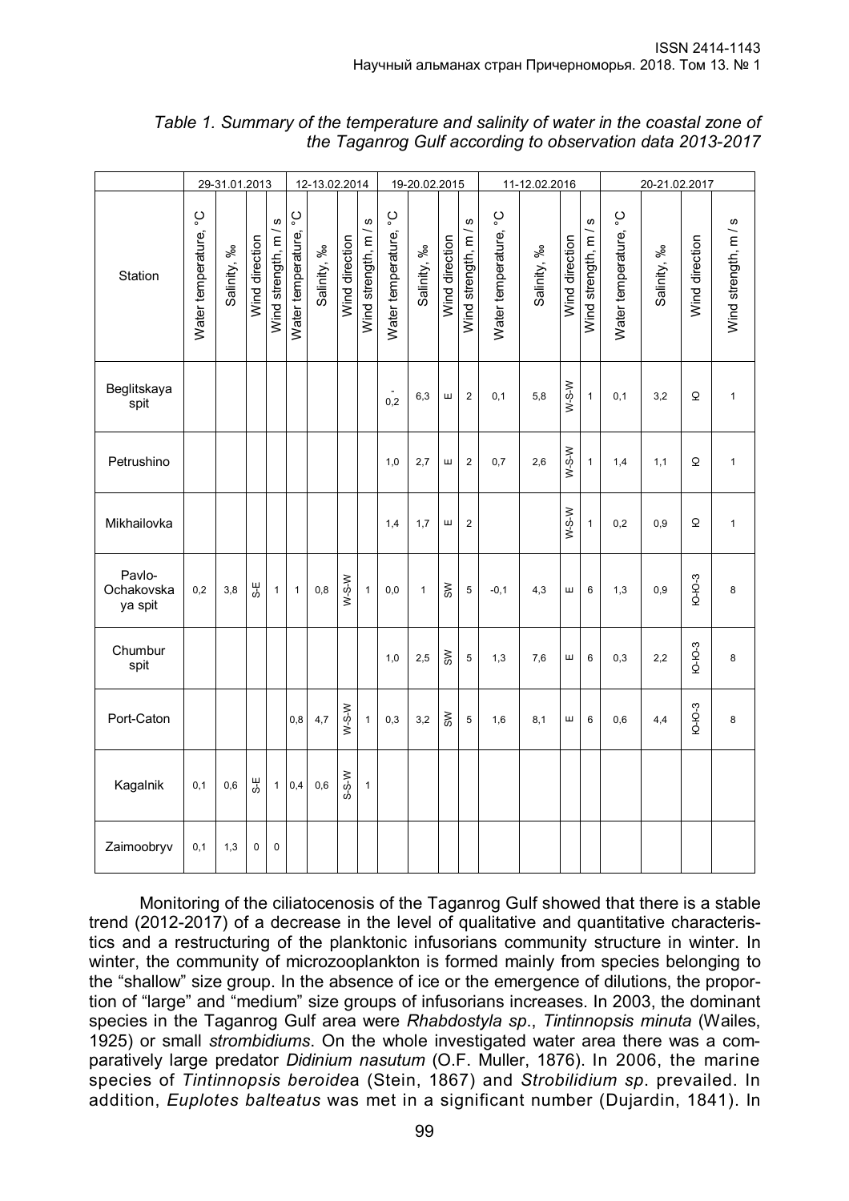*Table 1. Summary of the temperature and salinity of water in the coastal zone of the Taganrog Gulf according to observation data 2013-2017*

| Station | 29-31.01.2013 | | | | 12-13.02.2014 | | | | 19-20.02.2015 | | | | 11-12.02.2016 | | | | 20-21.02.2017 | | | |
|---|---|---|---|---|---|---|---|---|---|---|---|---|---|---|---|---|---|---|---|---|
| | Water temperature, °C | Salinity, ‰ | Wind direction | Wind strength, m / s | Water temperature, °C | Salinity, ‰ | Wind direction | Wind strength, m / s | Water temperature, °C | Salinity, ‰ | Wind direction | Wind strength, m / s | Water temperature, °C | Salinity, ‰ | Wind direction | Wind strength, m / s | Water temperature, °C | Salinity, ‰ | Wind direction | Wind strength, m / s |
| Beglitskaya spit | | | | | | | | | -0,2 | 6,3 | Ш | 2 | 0,1 | 5,8 | W-S-W | 1 | 0,1 | 3,2 | Ю | 1 |
| Petrushino | | | | | | | | | 1,0 | 2,7 | Ш | 2 | 0,7 | 2,6 | W-S-W | 1 | 1,4 | 1,1 | Ю | 1 |
| Mikhailovka | | | | | | | | | 1,4 | 1,7 | Ш | 2 | | | W-S-W | 1 | 0,2 | 0,9 | Ю | 1 |
| Pavlo-Ochakovskaya spit | 0,2 | 3,8 | S-E | 1 | 1 | 0,8 | W-S-W | 1 | 0,0 | 1 | SW | 5 | -0,1 | 4,3 | Ш | 6 | 1,3 | 0,9 | Ю-Ю-З | 8 |
| Chumbur spit | | | | | | | | | 1,0 | 2,5 | SW | 5 | 1,3 | 7,6 | Ш | 6 | 0,3 | 2,2 | Ю-Ю-З | 8 |
| Port-Caton | | | | | 0,8 | 4,7 | W-S-W | 1 | 0,3 | 3,2 | SW | 5 | 1,6 | 8,1 | Ш | 6 | 0,6 | 4,4 | Ю-Ю-З | 8 |
| Kagalnik | 0,1 | 0,6 | S-E | 1 | 0,4 | 0,6 | S-S-W | 1 | | | | | | | | | | | | |
| Zaimoobryv | 0,1 | 1,3 | 0 | 0 | | | | | | | | | | | | | | | | |

Monitoring of the ciliatocenosis of the Taganrog Gulf showed that there is a stable trend (2012-2017) of a decrease in the level of qualitative and quantitative characteristics and a restructuring of the planktonic infusorians community structure in winter. In winter, the community of microzooplankton is formed mainly from species belonging to the "shallow" size group. In the absence of ice or the emergence of dilutions, the proportion of "large" and "medium" size groups of infusorians increases. In 2003, the dominant species in the Taganrog Gulf area were *Rhabdostyla sp*., *Tintinnopsis minuta* (Wailes, 1925) or small *strombidiums*. On the whole investigated water area there was a comparatively large predator *Didinium nasutum* (O.F. Muller, 1876). In 2006, the marine species of *Tintinnopsis beroide*a (Stein, 1867) and *Strobilidium sp*. prevailed. In addition, *Euplotes balteatus* was met in a significant number (Dujardin, 1841). In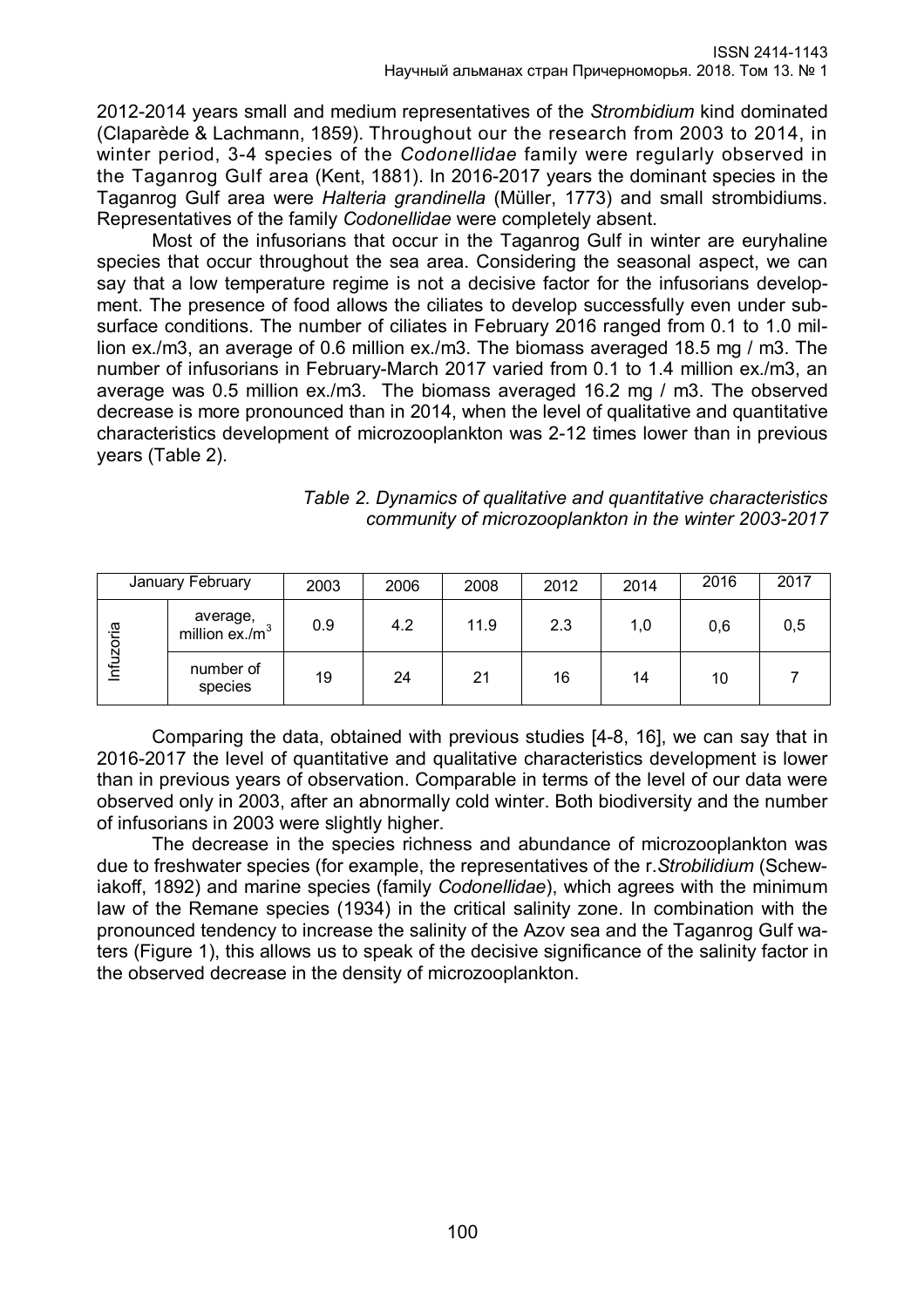2012-2014 years small and medium representatives of the *Strombidium* kind dominated (Claparède & Lachmann, 1859). Throughout our the research from 2003 to 2014, in winter period, 3-4 species of the *Codonellidae* family were regularly observed in the Taganrog Gulf area (Kent, 1881). In 2016-2017 years the dominant species in the Taganrog Gulf area were *Halteria grandinella* (Müller, 1773) and small strombidiums. Representatives of the family *Codonellidae* were completely absent.

Most of the infusorians that occur in the Taganrog Gulf in winter are euryhaline species that occur throughout the sea area. Considering the seasonal aspect, we can say that a low temperature regime is not a decisive factor for the infusorians development. The presence of food allows the ciliates to develop successfully even under subsurface conditions. The number of ciliates in February 2016 ranged from 0.1 to 1.0 million ex./m3, an average of 0.6 million ex./m3. The biomass averaged 18.5 mg / m3. The number of infusorians in February-March 2017 varied from 0.1 to 1.4 million ex./m3, an average was 0.5 million ex./m3. The biomass averaged 16.2 mg / m3. The observed decrease is more pronounced than in 2014, when the level of qualitative and quantitative characteristics development of microzooplankton was 2-12 times lower than in previous years (Table 2).

*Table 2. Dynamics of qualitative and quantitative characteristics community of microzooplankton in the winter 2003-2017*

| January February | | 2003 | 2006 | 2008 | 2012 | 2014 | 2016 | 2017 |
|---|---|---|---|---|---|---|---|---|
| Infuzoria | average, million ex./m$^3$ | 0.9 | 4.2 | 11.9 | 2.3 | 1,0 | 0,6 | 0,5 |
| | number of species | 19 | 24 | 21 | 16 | 14 | 10 | 7 |

Comparing the data, obtained with previous studies [4-8, 16], we can say that in 2016-2017 the level of quantitative and qualitative characteristics development is lower than in previous years of observation. Comparable in terms of the level of our data were observed only in 2003, after an abnormally cold winter. Both biodiversity and the number of infusorians in 2003 were slightly higher.

The decrease in the species richness and abundance of microzooplankton was due to freshwater species (for example, the representatives of the r.*Strobilidium* (Schewiakoff, 1892) and marine species (family *Codonellidae*), which agrees with the minimum law of the Remane species (1934) in the critical salinity zone. In combination with the pronounced tendency to increase the salinity of the Azov sea and the Taganrog Gulf waters (Figure 1), this allows us to speak of the decisive significance of the salinity factor in the observed decrease in the density of microzooplankton.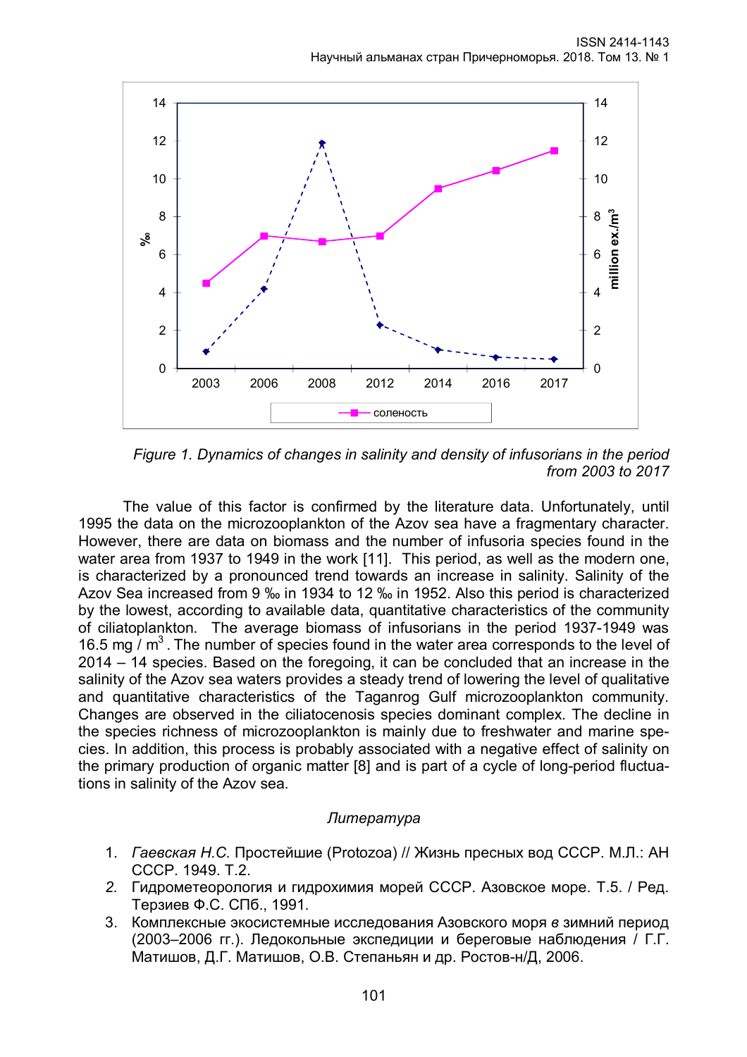*Figure 1. Dynamics of changes in salinity and density of infusorians in the period from 2003 to 2017*

The value of this factor is confirmed by the literature data. Unfortunately, until 1995 the data on the microzooplankton of the Azov sea have a fragmentary character. However, there are data on biomass and the number of infusoria species found in the water area from 1937 to 1949 in the work [11]. This period, as well as the modern one, is characterized by a pronounced trend towards an increase in salinity. Salinity of the Azov Sea increased from 9 ‰ in 1934 to 12 ‰ in 1952. Also this period is characterized by the lowest, according to available data, quantitative characteristics of the community of ciliatoplankton. The average biomass of infusorians in the period 1937-1949 was 16.5 mg / m$^3$. The number of species found in the water area corresponds to the level of 2014 – 14 species. Based on the foregoing, it can be concluded that an increase in the salinity of the Azov sea waters provides a steady trend of lowering the level of qualitative and quantitative characteristics of the Taganrog Gulf microzooplankton community. Changes are observed in the ciliatocenosis species dominant complex. The decline in the species richness of microzooplankton is mainly due to freshwater and marine species. In addition, this process is probably associated with a negative effect of salinity on the primary production of organic matter [8] and is part of a cycle of long-period fluctuations in salinity of the Azov sea.

### *Литература*

1. *Гаевская Н.С.* Простейшие (Protozoa) // Жизнь пресных вод СССР. М.Л.: АН СССР. 1949. Т.2.
2. Гидрометеорология и гидрохимия морей СССР. Азовское море. Т.5. / Ред. Терзиев Ф.С. СПб., 1991.
3. Комплексные экосистемные исследования Азовского моря *в* зимний период (2003–2006 гг.). Ледокольные экспедиции и береговые наблюдения / Г.Г. Матишов, Д.Г. Матишов, О.В. Степаньян и др. Ростов-н/Д, 2006.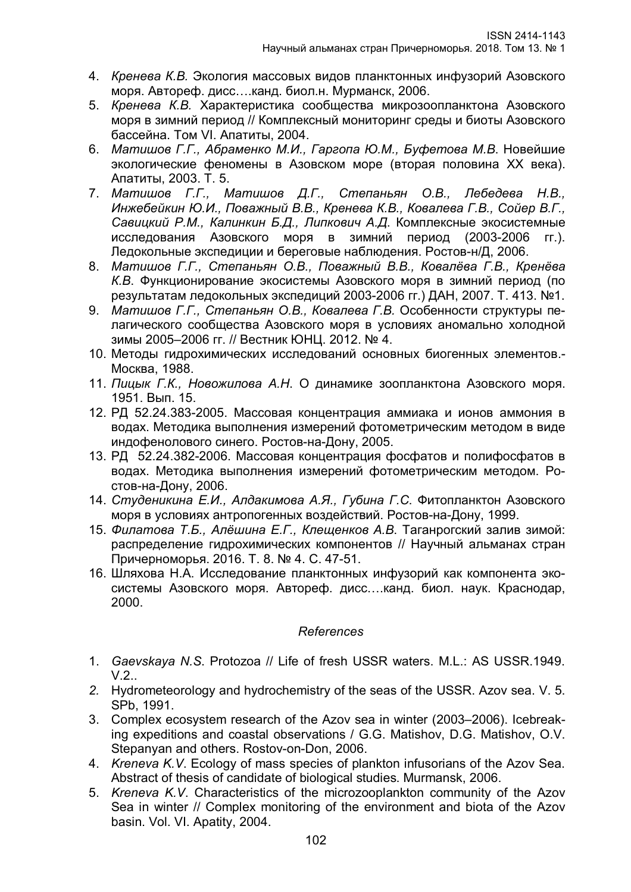4. *Кренева К.В.* Экология массовых видов планктонных инфузорий Азовского моря. Автореф. дисс….канд. биол.н. Мурманск, 2006.
5. *Кренева К.В.* Характеристика сообщества микрозоопланктона Азовского моря в зимний период // Комплексный мониторинг среды и биоты Азовского бассейна. Том VI. Апатиты, 2004.
6. *Матишов Г.Г., Абраменко М.И., Гаргопа Ю.М., Буфетова М.В*. Новейшие экологические феномены в Азовском море (вторая половина XX века). Апатиты, 2003. Т. 5.
7. *Матишов Г.Г., Матишов Д.Г., Степаньян О.В., Лебедева Н.В., Инжебейкин Ю.И., Поважный В.В., Кренева К.В., Ковалева Г.В., Сойер В.Г., Савицкий Р.М., Калинкин Б.Д., Липкович А.Д*. Комплексные экосистемные исследования Азовского моря в зимний период (2003-2006 гг.). Ледокольные экспедиции и береговые наблюдения. Ростов-н/Д, 2006.
8. *Матишов Г.Г., Степаньян О.В., Поважный В.В., Ковалёва Г.В., Кренёва К.В*. Функционирование экосистемы Азовского моря в зимний период (по результатам ледокольных экспедиций 2003-2006 гг.) ДАН, 2007. Т. 413. №1.
9. *Матишов Г.Г., Степаньян О.В., Ковалева Г.В.* Особенности структуры пелагического сообщества Азовского моря в условиях аномально холодной зимы 2005–2006 гг. // Вестник ЮНЦ. 2012. № 4.
10. Методы гидрохимических исследований основных биогенных элементов.- Москва, 1988.
11. *Пицык Г.К., Новожилова А.Н*. О динамике зоопланктона Азовского моря. 1951. Вып. 15.
12. РД 52.24.383-2005. Массовая концентрация аммиака и ионов аммония в водах. Методика выполнения измерений фотометрическим методом в виде индофенолового синего. Ростов-на-Дону, 2005.
13. РД 52.24.382-2006. Массовая концентрация фосфатов и полифосфатов в водах. Методика выполнения измерений фотометрическим методом. Ростов-на-Дону, 2006.
14. *Студеникина Е.И., Алдакимова А.Я., Губина Г.С*. Фитопланктон Азовского моря в условиях антропогенных воздействий. Ростов-на-Дону, 1999.
15. *Филатова Т.Б., Алёшина Е.Г., Клещенков А.В*. Таганрогский залив зимой: распределение гидрохимических компонентов // Научный альманах стран Причерноморья. 2016. Т. 8. № 4. С. 47-51.
16. Шляхова Н.А. Исследование планктонных инфузорий как компонента экосистемы Азовского моря. Автореф. дисс….канд. биол. наук. Краснодар, 2000.

*References*

1. *Gaevskaya N.S*. Protozoa // Life of fresh USSR waters. M.L.: AS USSR.1949. V.2..
2. Hydrometeorology and hydrochemistry of the seas of the USSR. Azov sea. V. 5. SPb, 1991.
3. Complex ecosystem research of the Azov sea in winter (2003–2006). Icebreaking expeditions and coastal observations / G.G. Matishov, D.G. Matishov, O.V. Stepanyan and others. Rostov-on-Don, 2006.
4. *Kreneva K.V*. Ecology of mass species of plankton infusorians of the Azov Sea. Abstract of thesis of candidate of biological studies. Murmansk, 2006.
5. *Kreneva K.V*. Characteristics of the microzooplankton community of the Azov Sea in winter // Complex monitoring of the environment and biota of the Azov basin. Vol. VI. Apatity, 2004.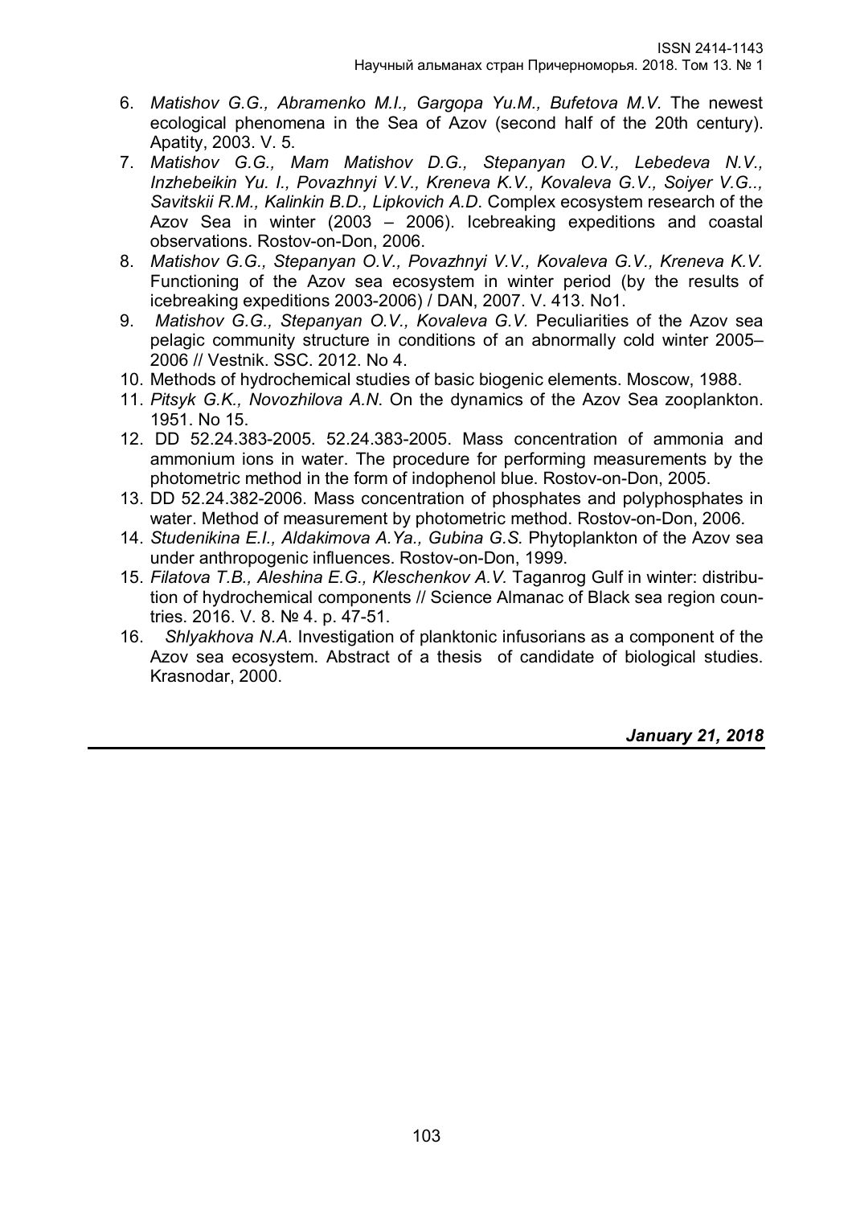6. *Matishov G.G., Abramenko M.I., Gargopa Yu.M., Bufetova M.V.* The newest ecological phenomena in the Sea of Azov (second half of the 20th century). Apatity, 2003. V. 5.
7. *Matishov G.G., Mam Matishov D.G., Stepanyan O.V., Lebedeva N.V., Inzhebeikin Yu. I., Povazhnyi V.V., Kreneva K.V., Kovaleva G.V., Soiyer V.G.., Savitskii R.M., Kalinkin B.D., Lipkovich A.D*. Complex ecosystem research of the Azov Sea in winter (2003 – 2006). Icebreaking expeditions and coastal observations. Rostov-on-Don, 2006.
8. *Matishov G.G., Stepanyan O.V., Povazhnyi V.V., Kovaleva G.V., Kreneva K.V.* Functioning of the Azov sea ecosystem in winter period (by the results of icebreaking expeditions 2003-2006) / DAN, 2007. V. 413. No1.
9. *Matishov G.G., Stepanyan O.V., Kovaleva G.V.* Peculiarities of the Azov sea pelagic community structure in conditions of an abnormally cold winter 2005–2006 // Vestnik. SSC. 2012. No 4.
10. Methods of hydrochemical studies of basic biogenic elements. Moscow, 1988.
11. *Pitsyk G.K., Novozhilova A.N*. On the dynamics of the Azov Sea zooplankton. 1951. No 15.
12. DD 52.24.383-2005. 52.24.383-2005. Mass concentration of ammonia and ammonium ions in water. The procedure for performing measurements by the photometric method in the form of indophenol blue. Rostov-on-Don, 2005.
13. DD 52.24.382-2006. Mass concentration of phosphates and polyphosphates in water. Method of measurement by photometric method. Rostov-on-Don, 2006.
14. *Studenikina E.I., Aldakimova A.Ya., Gubina G.S.* Phytoplankton of the Azov sea under anthropogenic influences. Rostov-on-Don, 1999.
15. *Filatova T.B., Aleshina E.G., Kleschenkov A.V.* Taganrog Gulf in winter: distribution of hydrochemical components // Science Almanac of Black sea region countries. 2016. V. 8. № 4. p. 47-51.
16. *Shlyakhova N.A.* Investigation of planktonic infusorians as a component of the Azov sea ecosystem. Abstract of a thesis of candidate of biological studies. Krasnodar, 2000.

***January 21, 2018***